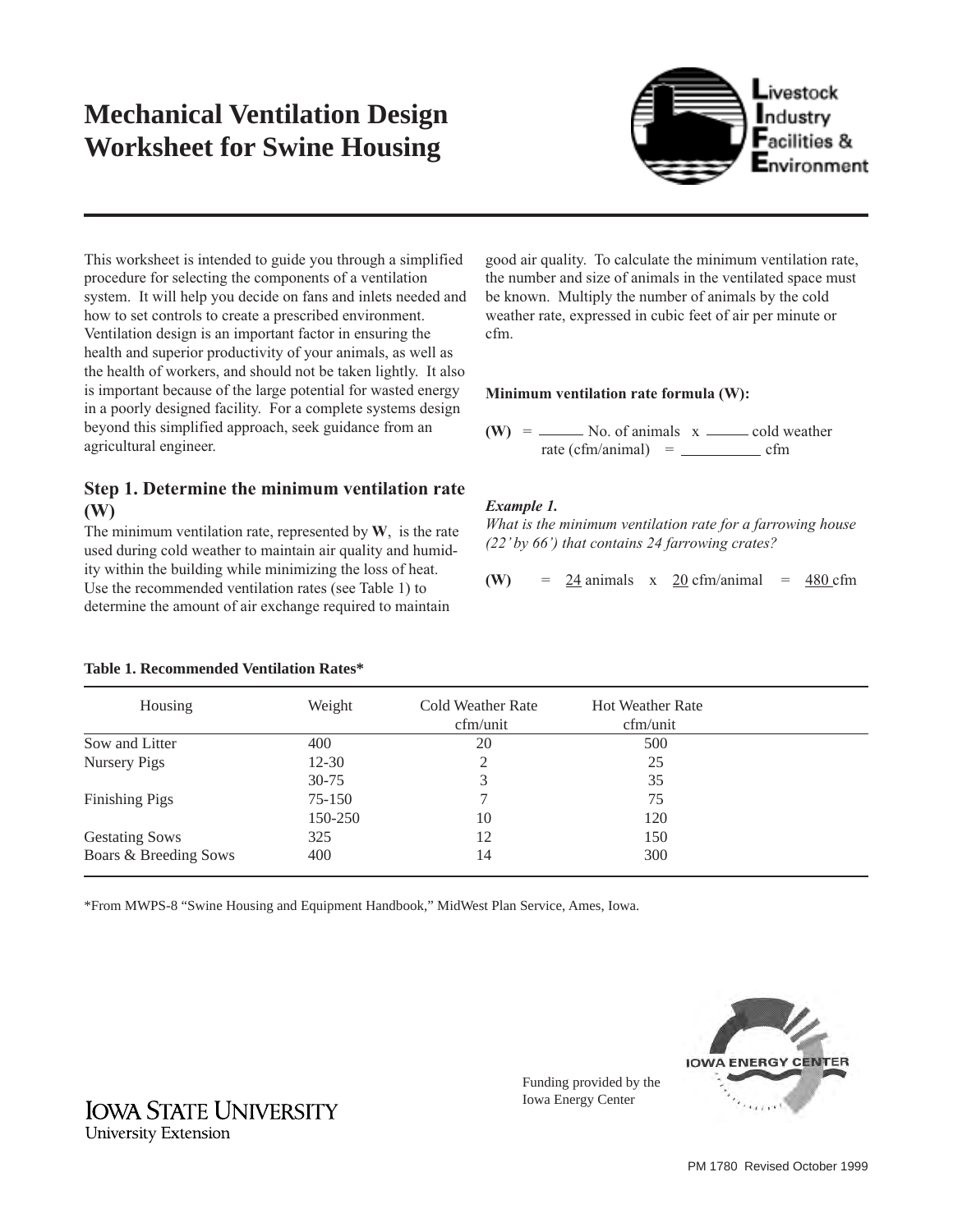# Mechanical Ventilation Design Worksheet for Swine Housing

Livestock Industry Facilities & Environment

This worksheet is intended to guide you through a simplified procedure for selecting the components of a ventilation system. It will help you decide on fans and inlets needed and how to set controls to create a prescribed environment. Ventilation design is an important factor in ensuring the health and superior productivity of your animals, as well as the health of workers, and should not be taken lightly. It also is important because of the large potential for wasted energy in a poorly designed facility. For a complete systems design beyond this simplified approach, seek guidance from an agricultural engineer.

## Step 1. Determine the minimum ventilation rate (W)

The minimum ventilation rate, represented by **W**, is the rate used during cold weather to maintain air quality and humidity within the building while minimizing the loss of heat. Use the recommended ventilation rates (see Table 1) to determine the amount of air exchange required to maintain good air quality. To calculate the minimum ventilation rate, the number and size of animals in the ventilated space must be known. Multiply the number of animals by the cold weather rate, expressed in cubic feet of air per minute or cfm.

**Minimum ventilation rate formula (W):**

**(W)** = ______ No. of animals x ______ cold weather rate (cfm/animal) = __________ cfm

***Example 1.***

*What is the minimum ventilation rate for a farrowing house (22' by 66') that contains 24 farrowing crates?*

**(W)** = 24 animals x 20 cfm/animal = 480 cfm

**Table 1. Recommended Ventilation Rates***

| Housing | Weight | Cold Weather Rate cfm/unit | Hot Weather Rate cfm/unit |
|---|---|---|---|
| Sow and Litter | 400 | 20 | 500 |
| Nursery Pigs | 12-30 | 2 | 25 |
| | 30-75 | 3 | 35 |
| Finishing Pigs | 75-150 | 7 | 75 |
| | 150-250 | 10 | 120 |
| Gestating Sows | 325 | 12 | 150 |
| Boars & Breeding Sows | 400 | 14 | 300 |

*From MWPS-8 "Swine Housing and Equipment Handbook," MidWest Plan Service, Ames, Iowa.

IOWA STATE UNIVERSITY
University Extension

Funding provided by the Iowa Energy Center

IOWA ENERGY CENTER

PM 1780 Revised October 1999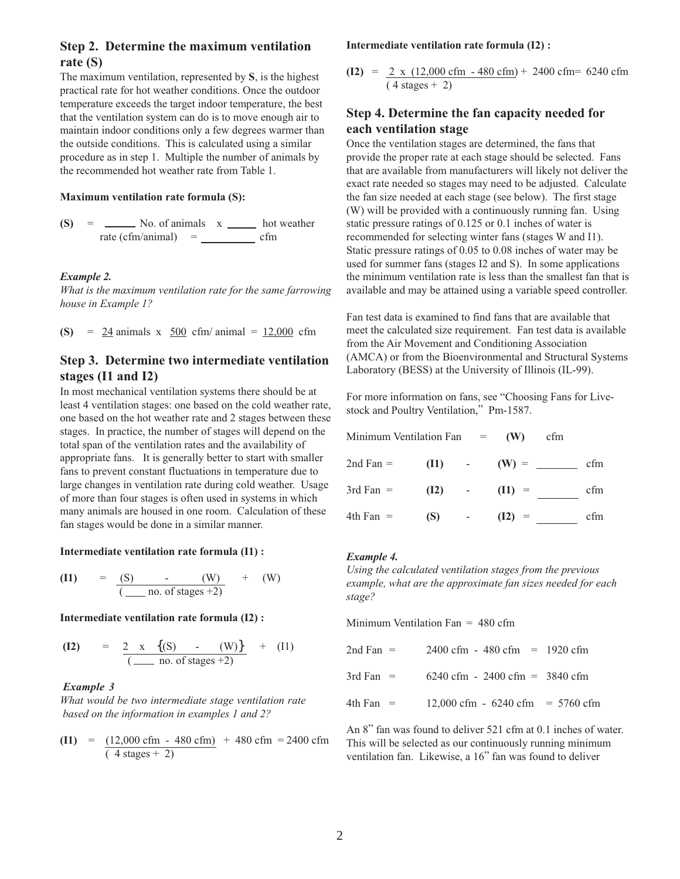## Step 2. Determine the maximum ventilation rate (S)

The maximum ventilation, represented by **S**, is the highest practical rate for hot weather conditions. Once the outdoor temperature exceeds the target indoor temperature, the best that the ventilation system can do is to move enough air to maintain indoor conditions only a few degrees warmer than the outside conditions. This is calculated using a similar procedure as in step 1. Multiple the number of animals by the recommended hot weather rate from Table 1.

**Maximum ventilation rate formula (S):**

**(S)** = ______ No. of animals x ______ hot weather rate (cfm/animal) = __________ cfm

***Example 2.***

*What is the maximum ventilation rate for the same farrowing house in Example 1?*

**(S)** = 24 animals x 500 cfm/ animal = 12,000 cfm

## Step 3. Determine two intermediate ventilation stages (I1 and I2)

In most mechanical ventilation systems there should be at least 4 ventilation stages: one based on the cold weather rate, one based on the hot weather rate and 2 stages between these stages. In practice, the number of stages will depend on the total span of the ventilation rates and the availability of appropriate fans. It is generally better to start with smaller fans to prevent constant fluctuations in temperature due to large changes in ventilation rate during cold weather. Usage of more than four stages is often used in systems in which many animals are housed in one room. Calculation of these fan stages would be done in a similar manner.

**Intermediate ventilation rate formula (I1) :**

$$\textbf{(I1)} = \frac{(S) - (W)}{(\_\_\_\_ \text{ no. of stages } +2)} + (W)$$

**Intermediate ventilation rate formula (I2) :**

$$\textbf{(I2)} = \frac{2 \times \{(S) - (W)\}}{(\_\_\_\_ \text{ no. of stages } +2)} + (I1)$$

***Example 3***

*What would be two intermediate stage ventilation rate based on the information in examples 1 and 2?*

$$\textbf{(I1)} = \frac{(12{,}000 \text{ cfm} - 480 \text{ cfm})}{(4 \text{ stages} + 2)} + 480 \text{ cfm} = 2400 \text{ cfm}$$

**Intermediate ventilation rate formula (I2) :**

$$\textbf{(I2)} = \frac{2 \times (12{,}000 \text{ cfm} - 480 \text{ cfm})}{(4 \text{ stages} + 2)} + 2400 \text{ cfm} = 6240 \text{ cfm}$$

## Step 4. Determine the fan capacity needed for each ventilation stage

Once the ventilation stages are determined, the fans that provide the proper rate at each stage should be selected. Fans that are available from manufacturers will likely not deliver the exact rate needed so stages may need to be adjusted. Calculate the fan size needed at each stage (see below). The first stage (W) will be provided with a continuously running fan. Using static pressure ratings of 0.125 or 0.1 inches of water is recommended for selecting winter fans (stages W and I1). Static pressure ratings of 0.05 to 0.08 inches of water may be used for summer fans (stages I2 and S). In some applications the minimum ventilation rate is less than the smallest fan that is available and may be attained using a variable speed controller.

Fan test data is examined to find fans that are available that meet the calculated size requirement. Fan test data is available from the Air Movement and Conditioning Association (AMCA) or from the Bioenvironmental and Structural Systems Laboratory (BESS) at the University of Illinois (IL-99).

For more information on fans, see "Choosing Fans for Livestock and Poultry Ventilation," Pm-1587.

Minimum Ventilation Fan = **(W)** cfm

2nd Fan = **(I1)** - **(W)** = _______ cfm

3rd Fan = **(I2)** - **(I1)** = _______ cfm

4th Fan = **(S)** - **(I2)** = _______ cfm

***Example 4.***

*Using the calculated ventilation stages from the previous example, what are the approximate fan sizes needed for each stage?*

Minimum Ventilation Fan = 480 cfm

2nd Fan = 2400 cfm - 480 cfm = 1920 cfm

3rd Fan = 6240 cfm - 2400 cfm = 3840 cfm

4th Fan = 12,000 cfm - 6240 cfm = 5760 cfm

An 8" fan was found to deliver 521 cfm at 0.1 inches of water. This will be selected as our continuously running minimum ventilation fan. Likewise, a 16" fan was found to deliver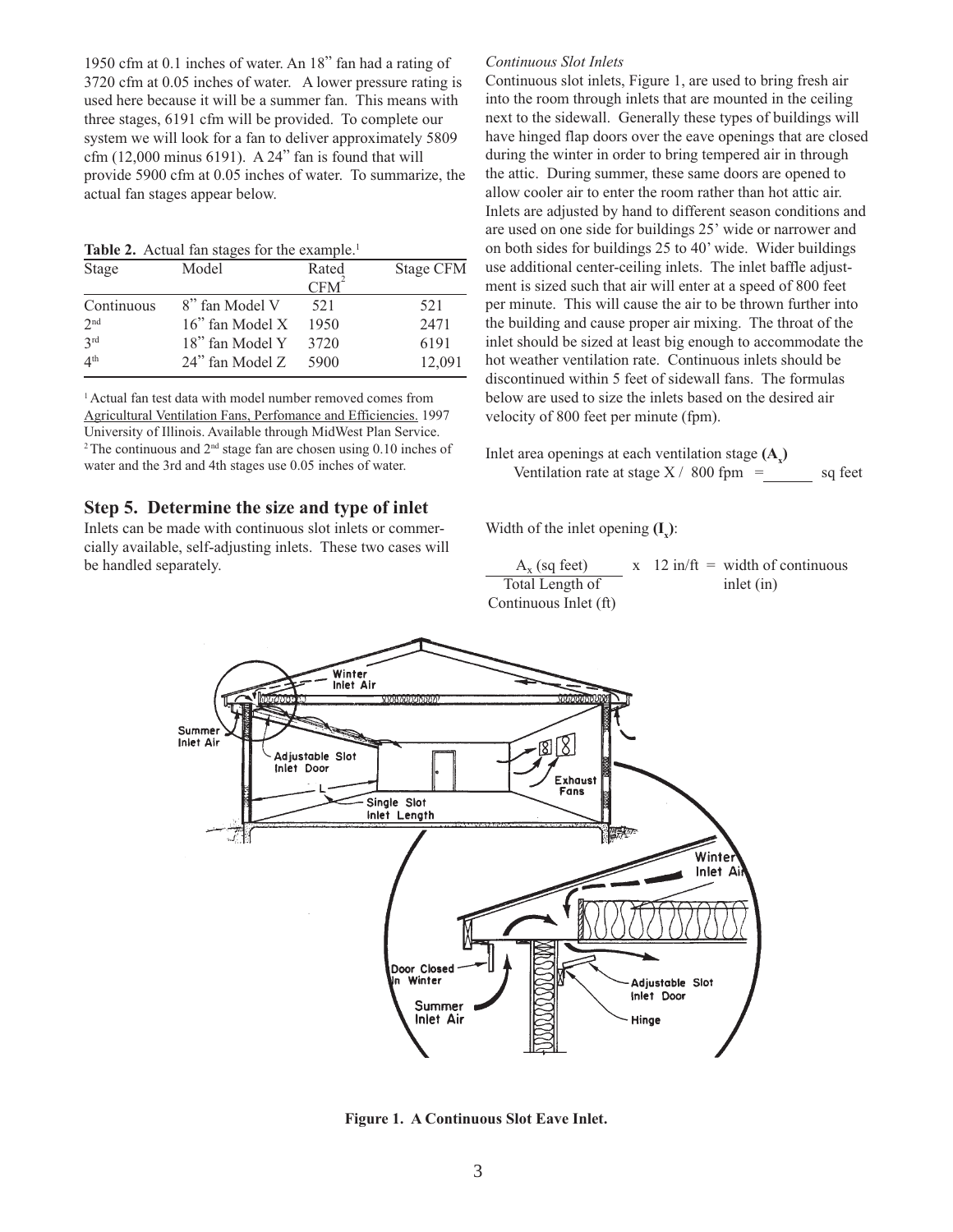1950 cfm at 0.1 inches of water. An 18" fan had a rating of 3720 cfm at 0.05 inches of water. A lower pressure rating is used here because it will be a summer fan. This means with three stages, 6191 cfm will be provided. To complete our system we will look for a fan to deliver approximately 5809 cfm (12,000 minus 6191). A 24" fan is found that will provide 5900 cfm at 0.05 inches of water. To summarize, the actual fan stages appear below.

**Table 2.** Actual fan stages for the example.[1]

| Stage | Model | Rated CFM[2] | Stage CFM |
|---|---|---|---|
| Continuous | 8" fan Model V | 521 | 521 |
| 2nd | 16" fan Model X | 1950 | 2471 |
| 3rd | 18" fan Model Y | 3720 | 6191 |
| 4th | 24" fan Model Z | 5900 | 12,091 |

[1] Actual fan test data with model number removed comes from Agricultural Ventilation Fans, Perfomance and Efficiencies. 1997 University of Illinois. Available through MidWest Plan Service.
[2] The continuous and 2nd stage fan are chosen using 0.10 inches of water and the 3rd and 4th stages use 0.05 inches of water.

## Step 5. Determine the size and type of inlet

Inlets can be made with continuous slot inlets or commercially available, self-adjusting inlets. These two cases will be handled separately.

*Continuous Slot Inlets*

Continuous slot inlets, Figure 1, are used to bring fresh air into the room through inlets that are mounted in the ceiling next to the sidewall. Generally these types of buildings will have hinged flap doors over the eave openings that are closed during the winter in order to bring tempered air in through the attic. During summer, these same doors are opened to allow cooler air to enter the room rather than hot attic air. Inlets are adjusted by hand to different season conditions and are used on one side for buildings 25' wide or narrower and on both sides for buildings 25 to 40' wide. Wider buildings use additional center-ceiling inlets. The inlet baffle adjustment is sized such that air will enter at a speed of 800 feet per minute. This will cause the air to be thrown further into the building and cause proper air mixing. The throat of the inlet should be sized at least big enough to accommodate the hot weather ventilation rate. Continuous inlets should be discontinued within 5 feet of sidewall fans. The formulas below are used to size the inlets based on the desired air velocity of 800 feet per minute (fpm).

Inlet area openings at each ventilation stage $(A_x)$

Ventilation rate at stage X / 800 fpm = ______ sq feet

Width of the inlet opening $(I_x)$:

$$\frac{A_x \text{ (sq feet)}}{\text{Total Length of Continuous Inlet (ft)}} \times 12 \text{ in/ft} = \text{width of continuous inlet (in)}$$

**Figure 1. A Continuous Slot Eave Inlet.**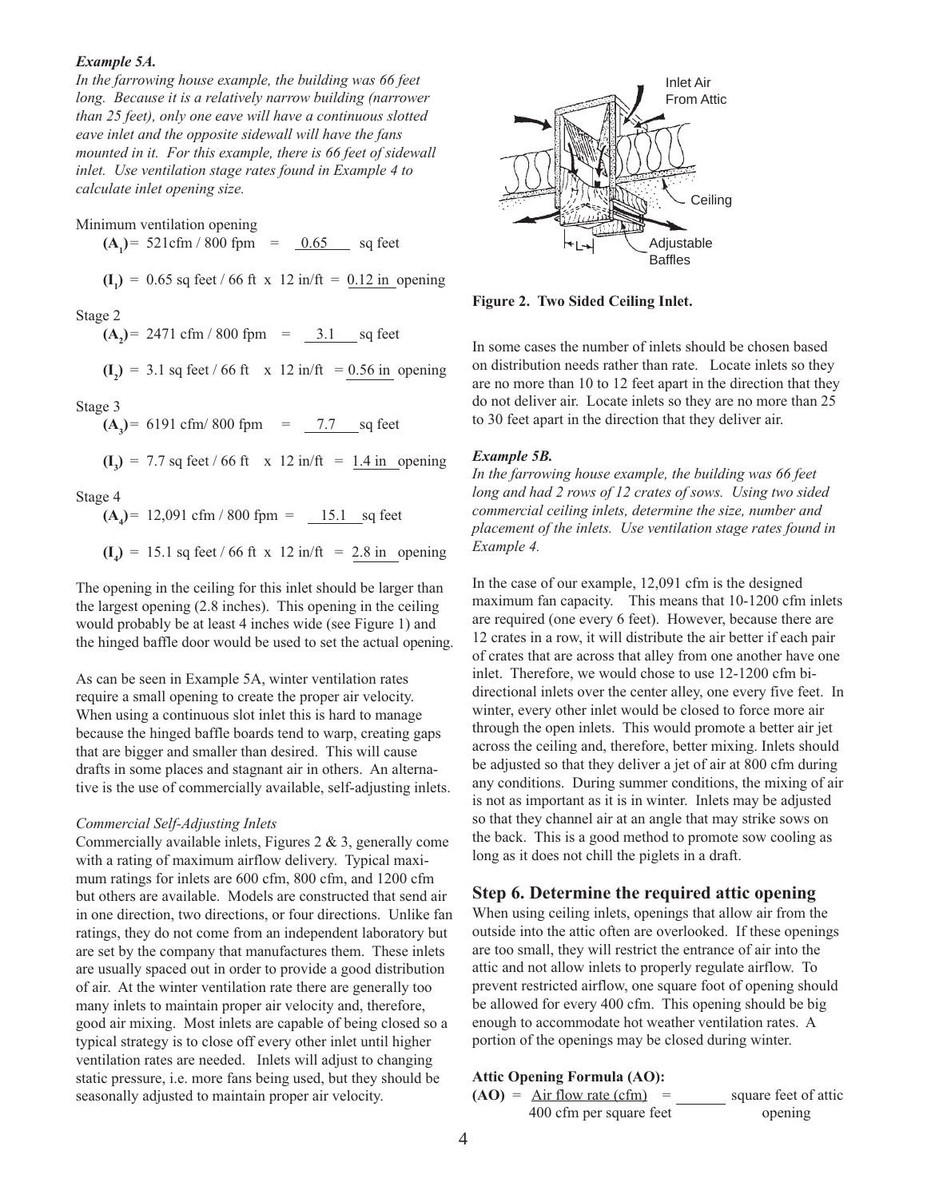*Example 5A.*

*In the farrowing house example, the building was 66 feet long. Because it is a relatively narrow building (narrower than 25 feet), only one eave will have a continuous slotted eave inlet and the opposite sidewall will have the fans mounted in it. For this example, there is 66 feet of sidewall inlet. Use ventilation stage rates found in Example 4 to calculate inlet opening size.*

Minimum ventilation opening

$(\mathbf{A_1})$ = 521cfm / 800 fpm = 0.65 sq feet

$(\mathbf{I_1})$ = 0.65 sq feet / 66 ft x 12 in/ft = 0.12 in opening

Stage 2

$(\mathbf{A_2})$ = 2471 cfm / 800 fpm = 3.1 sq feet

$(\mathbf{I_2})$ = 3.1 sq feet / 66 ft x 12 in/ft = 0.56 in opening

Stage 3

$(\mathbf{A_3})$ = 6191 cfm/ 800 fpm = 7.7 sq feet

$(\mathbf{I_3})$ = 7.7 sq feet / 66 ft x 12 in/ft = 1.4 in opening

Stage 4

$(\mathbf{A_4})$ = 12,091 cfm / 800 fpm = 15.1 sq feet

$(\mathbf{I_4})$ = 15.1 sq feet / 66 ft x 12 in/ft = 2.8 in opening

The opening in the ceiling for this inlet should be larger than the largest opening (2.8 inches). This opening in the ceiling would probably be at least 4 inches wide (see Figure 1) and the hinged baffle door would be used to set the actual opening.

As can be seen in Example 5A, winter ventilation rates require a small opening to create the proper air velocity. When using a continuous slot inlet this is hard to manage because the hinged baffle boards tend to warp, creating gaps that are bigger and smaller than desired. This will cause drafts in some places and stagnant air in others. An alternative is the use of commercially available, self-adjusting inlets.

*Commercial Self-Adjusting Inlets*

Commercially available inlets, Figures 2 & 3, generally come with a rating of maximum airflow delivery. Typical maximum ratings for inlets are 600 cfm, 800 cfm, and 1200 cfm but others are available. Models are constructed that send air in one direction, two directions, or four directions. Unlike fan ratings, they do not come from an independent laboratory but are set by the company that manufactures them. These inlets are usually spaced out in order to provide a good distribution of air. At the winter ventilation rate there are generally too many inlets to maintain proper air velocity and, therefore, good air mixing. Most inlets are capable of being closed so a typical strategy is to close off every other inlet until higher ventilation rates are needed. Inlets will adjust to changing static pressure, i.e. more fans being used, but they should be seasonally adjusted to maintain proper air velocity.

Inlet Air From Attic

Ceiling

Adjustable Baffles

L

**Figure 2. Two Sided Ceiling Inlet.**

In some cases the number of inlets should be chosen based on distribution needs rather than rate. Locate inlets so they are no more than 10 to 12 feet apart in the direction that they do not deliver air. Locate inlets so they are no more than 25 to 30 feet apart in the direction that they deliver air.

*Example 5B.*

*In the farrowing house example, the building was 66 feet long and had 2 rows of 12 crates of sows. Using two sided commercial ceiling inlets, determine the size, number and placement of the inlets. Use ventilation stage rates found in Example 4.*

In the case of our example, 12,091 cfm is the designed maximum fan capacity. This means that 10-1200 cfm inlets are required (one every 6 feet). However, because there are 12 crates in a row, it will distribute the air better if each pair of crates that are across that alley from one another have one inlet. Therefore, we would chose to use 12-1200 cfm bi-directional inlets over the center alley, one every five feet. In winter, every other inlet would be closed to force more air through the open inlets. This would promote a better air jet across the ceiling and, therefore, better mixing. Inlets should be adjusted so that they deliver a jet of air at 800 cfm during any conditions. During summer conditions, the mixing of air is not as important as it is in winter. Inlets may be adjusted so that they channel air at an angle that may strike sows on the back. This is a good method to promote sow cooling as long as it does not chill the piglets in a draft.

## Step 6. Determine the required attic opening

When using ceiling inlets, openings that allow air from the outside into the attic often are overlooked. If these openings are too small, they will restrict the entrance of air into the attic and not allow inlets to properly regulate airflow. To prevent restricted airflow, one square foot of opening should be allowed for every 400 cfm. This opening should be big enough to accommodate hot weather ventilation rates. A portion of the openings may be closed during winter.

**Attic Opening Formula (AO):**

$$(\mathbf{AO}) = \frac{\text{Air flow rate (cfm)}}{\text{400 cfm per square feet}} = \underline{\qquad} \text{ square feet of attic opening}$$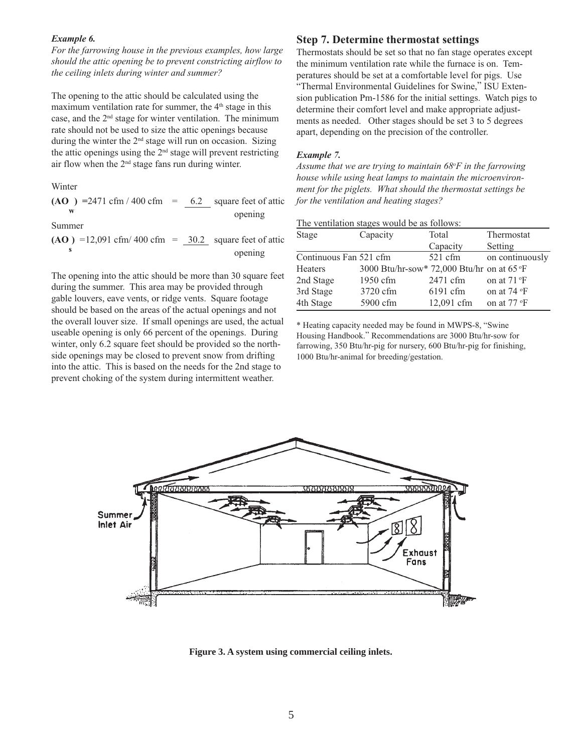***Example 6.***

*For the farrowing house in the previous examples, how large should the attic opening be to prevent constricting airflow to the ceiling inlets during winter and summer?*

The opening to the attic should be calculated using the maximum ventilation rate for summer, the 4th stage in this case, and the 2nd stage for winter ventilation. The minimum rate should not be used to size the attic openings because during the winter the 2nd stage will run on occasion. Sizing the attic openings using the 2nd stage will prevent restricting air flow when the 2nd stage fans run during winter.

Winter

$(AO_w)$ = 2471 cfm / 400 cfm = 6.2 square feet of attic opening

Summer

$(AO_s)$ = 12,091 cfm / 400 cfm = 30.2 square feet of attic opening

The opening into the attic should be more than 30 square feet during the summer. This area may be provided through gable louvers, eave vents, or ridge vents. Square footage should be based on the areas of the actual openings and not the overall louver size. If small openings are used, the actual useable opening is only 66 percent of the openings. During winter, only 6.2 square feet should be provided so the north-side openings may be closed to prevent snow from drifting into the attic. This is based on the needs for the 2nd stage to prevent choking of the system during intermittent weather.

## Step 7. Determine thermostat settings

Thermostats should be set so that no fan stage operates except the minimum ventilation rate while the furnace is on. Temperatures should be set at a comfortable level for pigs. Use "Thermal Environmental Guidelines for Swine," ISU Extension publication Pm-1586 for the initial settings. Watch pigs to determine their comfort level and make appropriate adjustments as needed. Other stages should be set 3 to 5 degrees apart, depending on the precision of the controller.

***Example 7.***

*Assume that we are trying to maintain 68°F in the farrowing house while using heat lamps to maintain the microenvironment for the piglets. What should the thermostat settings be for the ventilation and heating stages?*

The ventilation stages would be as follows:

| Stage | Capacity | Total Capacity | Thermostat Setting |
|---|---|---|---|
| Continuous Fan | 521 cfm | 521 cfm | on continuously |
| Heaters | 3000 Btu/hr-sow* | 72,000 Btu/hr | on at 65 °F |
| 2nd Stage | 1950 cfm | 2471 cfm | on at 71 °F |
| 3rd Stage | 3720 cfm | 6191 cfm | on at 74 °F |
| 4th Stage | 5900 cfm | 12,091 cfm | on at 77 °F |

\* Heating capacity needed may be found in MWPS-8, "Swine Housing Handbook." Recommendations are 3000 Btu/hr-sow for farrowing, 350 Btu/hr-pig for nursery, 600 Btu/hr-pig for finishing, 1000 Btu/hr-animal for breeding/gestation.

**Figure 3. A system using commercial ceiling inlets.**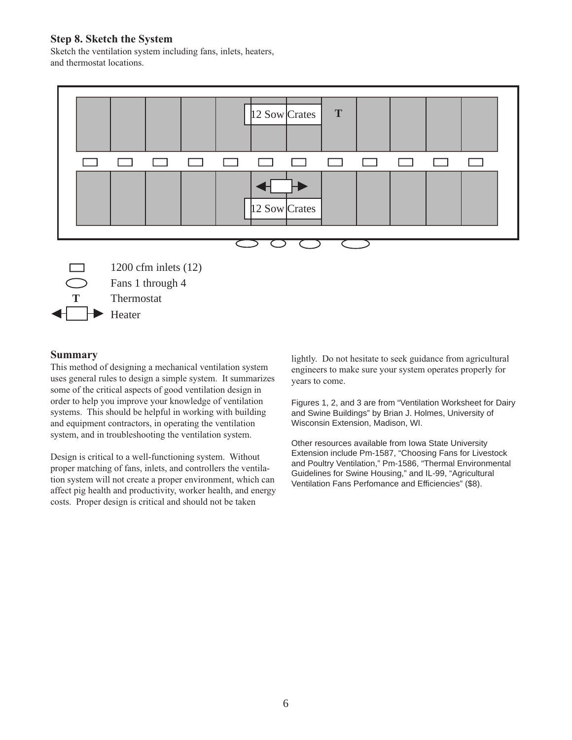### Step 8. Sketch the System

Sketch the ventilation system including fans, inlets, heaters, and thermostat locations.

12 Sow Crates

T

12 Sow Crates

1200 cfm inlets (12)

Fans 1 through 4

T Thermostat

Heater

## Summary

This method of designing a mechanical ventilation system uses general rules to design a simple system. It summarizes some of the critical aspects of good ventilation design in order to help you improve your knowledge of ventilation systems. This should be helpful in working with building and equipment contractors, in operating the ventilation system, and in troubleshooting the ventilation system.

Design is critical to a well-functioning system. Without proper matching of fans, inlets, and controllers the ventilation system will not create a proper environment, which can affect pig health and productivity, worker health, and energy costs. Proper design is critical and should not be taken lightly. Do not hesitate to seek guidance from agricultural engineers to make sure your system operates properly for years to come.

Figures 1, 2, and 3 are from "Ventilation Worksheet for Dairy and Swine Buildings" by Brian J. Holmes, University of Wisconsin Extension, Madison, WI.

Other resources available from Iowa State University Extension include Pm-1587, "Choosing Fans for Livestock and Poultry Ventilation," Pm-1586, "Thermal Environmental Guidelines for Swine Housing," and IL-99, "Agricultural Ventilation Fans Perfomance and Efficiencies" ($8).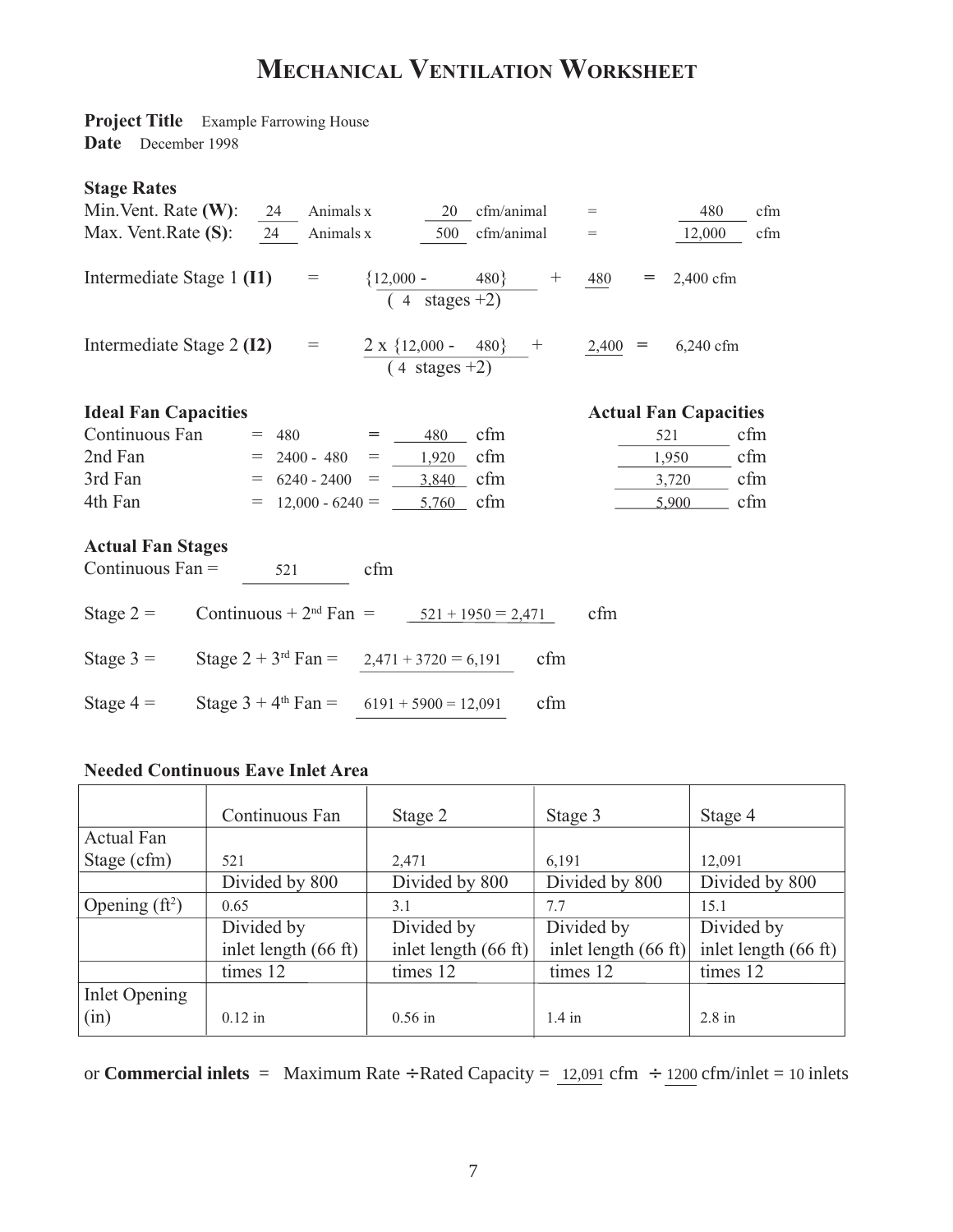# Mechanical Ventilation Worksheet

**Project Title** Example Farrowing House
**Date** December 1998

**Stage Rates**

Min.Vent. Rate **(W)**: 24 Animals x 20 cfm/animal = 480 cfm

Max. Vent.Rate **(S)**: 24 Animals x 500 cfm/animal = 12,000 cfm

Intermediate Stage 1 **(I1)** = $\frac{\{12{,}000 - 480\}}{(4 \text{ stages} + 2)} + 480 = 2{,}400$ cfm

Intermediate Stage 2 **(I2)** = $\frac{2 \times \{12{,}000 - 480\}}{(4 \text{ stages} + 2)} + 2{,}400 = 6{,}240$ cfm

| **Ideal Fan Capacities** | | | **Actual Fan Capacities** |
|---|---|---|---|
| Continuous Fan | = 480 | = 480 cfm | 521 cfm |
| 2nd Fan | = 2400 - 480 | = 1,920 cfm | 1,950 cfm |
| 3rd Fan | = 6240 - 2400 | = 3,840 cfm | 3,720 cfm |
| 4th Fan | = 12,000 - 6240 | = 5,760 cfm | 5,900 cfm |

**Actual Fan Stages**

Continuous Fan = 521 cfm

Stage 2 = Continuous + 2nd Fan = 521 + 1950 = 2,471 cfm

Stage 3 = Stage 2 + 3rd Fan = 2,471 + 3720 = 6,191 cfm

Stage 4 = Stage 3 + 4th Fan = 6191 + 5900 = 12,091 cfm

**Needed Continuous Eave Inlet Area**

| | Continuous Fan | Stage 2 | Stage 3 | Stage 4 |
|---|---|---|---|---|
| Actual Fan Stage (cfm) | 521 | 2,471 | 6,191 | 12,091 |
| | Divided by 800 | Divided by 800 | Divided by 800 | Divided by 800 |
| Opening ($ft^2$) | 0.65 | 3.1 | 7.7 | 15.1 |
| | Divided by inlet length (66 ft) | Divided by inlet length (66 ft) | Divided by inlet length (66 ft) | Divided by inlet length (66 ft) |
| | times 12 | times 12 | times 12 | times 12 |
| Inlet Opening (in) | 0.12 in | 0.56 in | 1.4 in | 2.8 in |

or **Commercial inlets** = Maximum Rate ÷ Rated Capacity = 12,091 cfm ÷ 1200 cfm/inlet = 10 inlets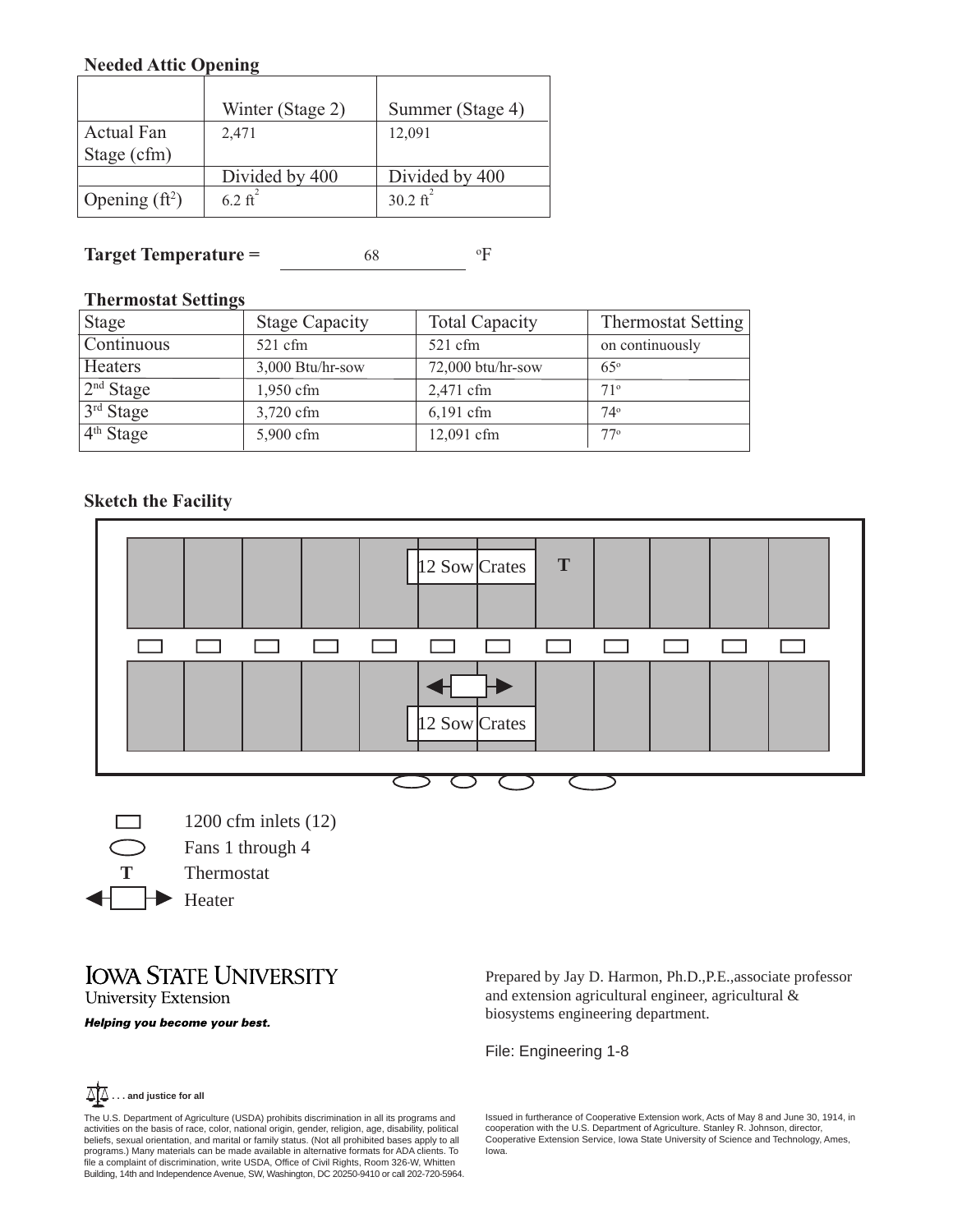**Needed Attic Opening**

| | Winter (Stage 2) | Summer (Stage 4) |
|---|---|---|
| Actual Fan Stage (cfm) | 2,471 | 12,091 |
| | Divided by 400 | Divided by 400 |
| Opening ($ft^2$) | 6.2 $ft^2$ | 30.2 $ft^2$ |

**Target Temperature =** 68 °F

**Thermostat Settings**

| Stage | Stage Capacity | Total Capacity | Thermostat Setting |
|---|---|---|---|
| Continuous | 521 cfm | 521 cfm | on continuously |
| Heaters | 3,000 Btu/hr-sow | 72,000 btu/hr-sow | 65° |
| 2nd Stage | 1,950 cfm | 2,471 cfm | 71° |
| 3rd Stage | 3,720 cfm | 6,191 cfm | 74° |
| 4th Stage | 5,900 cfm | 12,091 cfm | 77° |

**Sketch the Facility**

12 Sow Crates

T

12 Sow Crates

1200 cfm inlets (12)

Fans 1 through 4

T Thermostat

Heater

IOWA STATE UNIVERSITY
University Extension

*Helping you become your best.*

Prepared by Jay D. Harmon, Ph.D.,P.E.,associate professor and extension agricultural engineer, agricultural & biosystems engineering department.

File: Engineering 1-8

. . . and justice for all

The U.S. Department of Agriculture (USDA) prohibits discrimination in all its programs and activities on the basis of race, color, national origin, gender, religion, age, disability, political beliefs, sexual orientation, and marital or family status. (Not all prohibited bases apply to all programs.) Many materials can be made available in alternative formats for ADA clients. To file a complaint of discrimination, write USDA, Office of Civil Rights, Room 326-W, Whitten Building, 14th and Independence Avenue, SW, Washington, DC 20250-9410 or call 202-720-5964.

Issued in furtherance of Cooperative Extension work, Acts of May 8 and June 30, 1914, in cooperation with the U.S. Department of Agriculture. Stanley R. Johnson, director, Cooperative Extension Service, Iowa State University of Science and Technology, Ames, Iowa.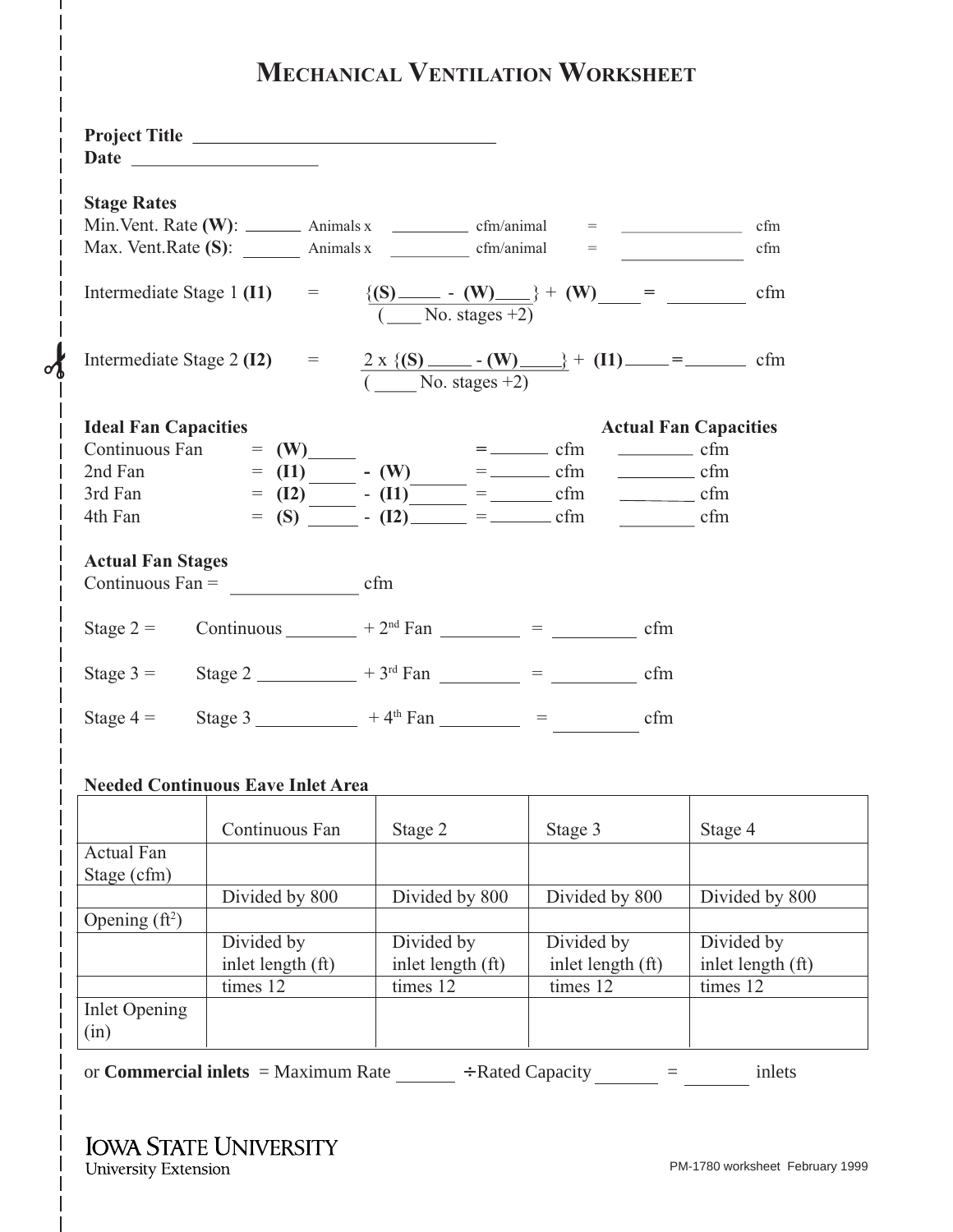# Mechanical Ventilation Worksheet

**Project Title** ________________________________

**Date** ____________________

**Stage Rates**

Min.Vent. Rate **(W)**: ______ Animals x ________ cfm/animal = ______________ cfm

Max. Vent.Rate **(S)**: ______ Animals x ________ cfm/animal = ______________ cfm

Intermediate Stage 1 **(I1)** = $\frac{\{(S)\_\_\_\_ - (W)\_\_\_\_\}}{(\_\_\_\_ \text{ No. stages } +2)} + (W)\_\_\_\_$ = ________ cfm

Intermediate Stage 2 **(I2)** = $\frac{2 \times \{(S)\_\_\_\_ - (W)\_\_\_\_\}}{(\_\_\_\_ \text{ No. stages } +2)} + (I1)\_\_\_\_$ = ______ cfm

**Ideal Fan Capacities** / **Actual Fan Capacities**

| | | Ideal | Actual |
|---|---|---|---|
| Continuous Fan | = **(W)**_____ | = ______ cfm | ________ cfm |
| 2nd Fan | = **(I1)** _____ **- (W)** _____ | = ______ cfm | ________ cfm |
| 3rd Fan | = **(I2)** _____ - **(I1)** _____ | = ______ cfm | ________ cfm |
| 4th Fan | = **(S)** _____ - **(I2)** _____ | = ______ cfm | ________ cfm |

**Actual Fan Stages**

Continuous Fan = ____________ cfm

Stage 2 = Continuous _______ + 2nd Fan ________ = ________ cfm

Stage 3 = Stage 2 __________ + 3rd Fan ________ = ________ cfm

Stage 4 = Stage 3 __________ + 4th Fan ________ = ________ cfm

**Needed Continuous Eave Inlet Area**

| | Continuous Fan | Stage 2 | Stage 3 | Stage 4 |
|---|---|---|---|---|
| Actual Fan Stage (cfm) | | | | |
| | Divided by 800 | Divided by 800 | Divided by 800 | Divided by 800 |
| Opening ($ft^2$) | | | | |
| | Divided by inlet length (ft) | Divided by inlet length (ft) | Divided by inlet length (ft) | Divided by inlet length (ft) |
| | times 12 | times 12 | times 12 | times 12 |
| Inlet Opening (in) | | | | |

or **Commercial inlets** = Maximum Rate ______ ÷Rated Capacity ______ = ______ inlets

IOWA STATE UNIVERSITY
University Extension

PM-1780 worksheet February 1999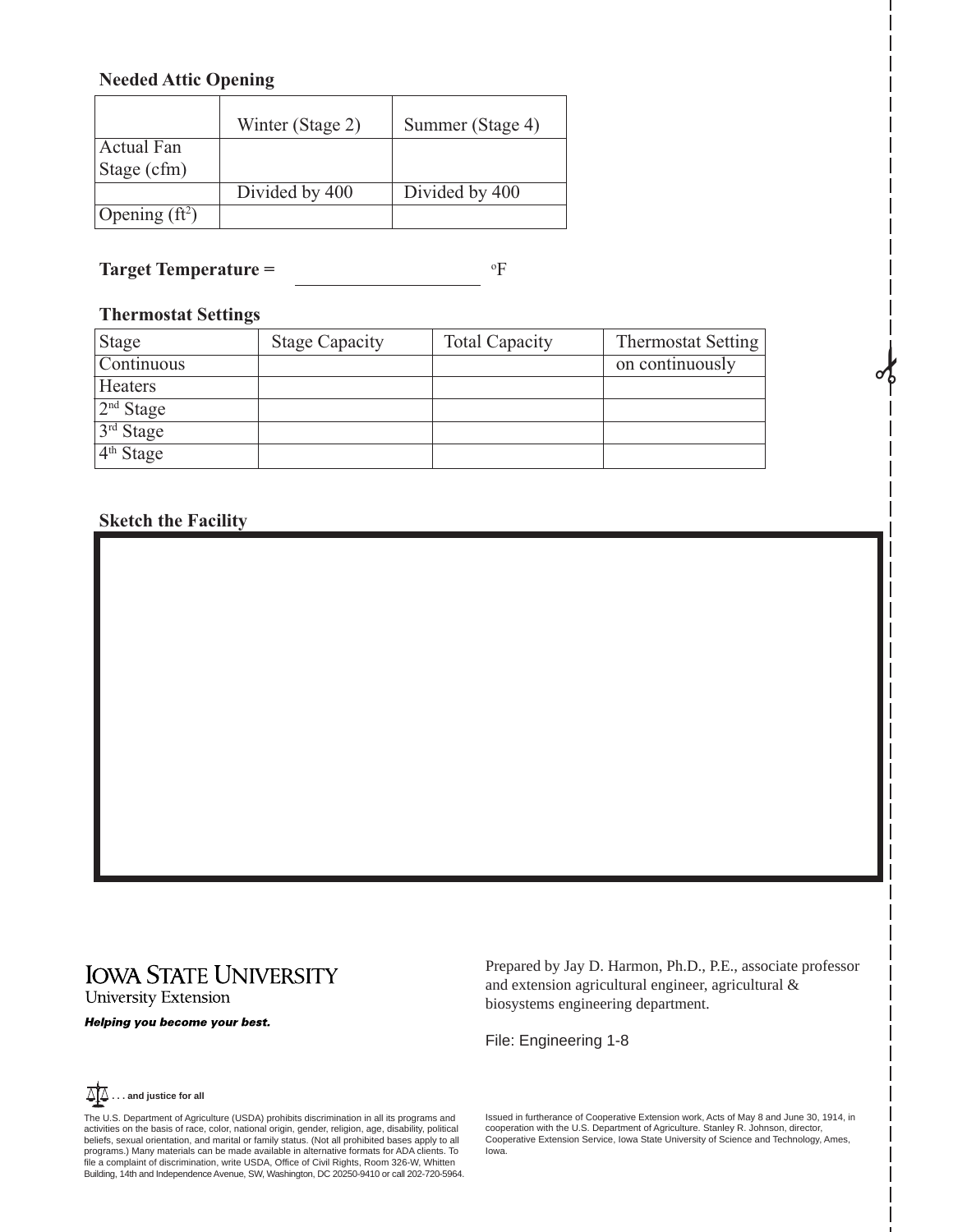**Needed Attic Opening**

| | Winter (Stage 2) | Summer (Stage 4) |
|---|---|---|
| Actual Fan Stage (cfm) | | |
| | Divided by 400 | Divided by 400 |
| Opening ($ft^2$) | | |

**Target Temperature =** ____________________ °F

**Thermostat Settings**

| Stage | Stage Capacity | Total Capacity | Thermostat Setting |
|---|---|---|---|
| Continuous | | | on continuously |
| Heaters | | | |
| 2nd Stage | | | |
| 3rd Stage | | | |
| 4th Stage | | | |

**Sketch the Facility**

**IOWA STATE UNIVERSITY**
University Extension

***Helping you become your best.***

Prepared by Jay D. Harmon, Ph.D., P.E., associate professor and extension agricultural engineer, agricultural & biosystems engineering department.

File: Engineering 1-8

**. . . and justice for all**

The U.S. Department of Agriculture (USDA) prohibits discrimination in all its programs and activities on the basis of race, color, national origin, gender, religion, age, disability, political beliefs, sexual orientation, and marital or family status. (Not all prohibited bases apply to all programs.) Many materials can be made available in alternative formats for ADA clients. To file a complaint of discrimination, write USDA, Office of Civil Rights, Room 326-W, Whitten Building, 14th and Independence Avenue, SW, Washington, DC 20250-9410 or call 202-720-5964.

Issued in furtherance of Cooperative Extension work, Acts of May 8 and June 30, 1914, in cooperation with the U.S. Department of Agriculture. Stanley R. Johnson, director, Cooperative Extension Service, Iowa State University of Science and Technology, Ames, Iowa.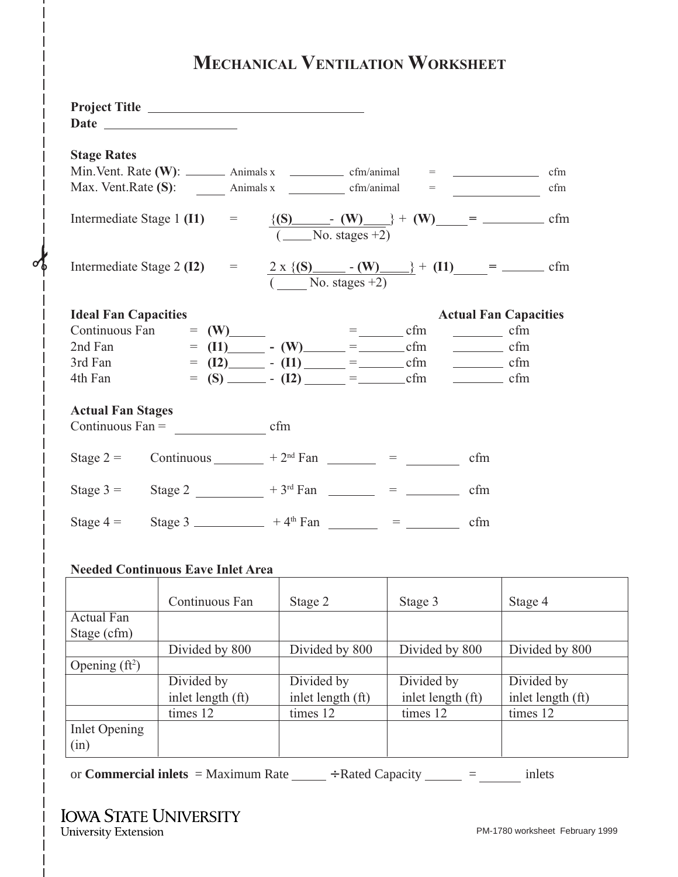# Mechanical Ventilation Worksheet

**Project Title** ________________________________

**Date** ____________________

**Stage Rates**

Min.Vent. Rate **(W)**: ______ Animals x ________ cfm/animal = ______________ cfm

Max. Vent.Rate **(S)**: _____ Animals x ________ cfm/animal = ______________ cfm

Intermediate Stage 1 **(I1)** = $\dfrac{\{\textbf{(S)}\_\_\_\_ - \textbf{(W)}\_\_\_\_\}}{(\_\_\_\_\text{No. stages} +2)}$ + **(W)**_____ **=** _________ cfm

Intermediate Stage 2 **(I2)** = $\dfrac{2 \times \{\textbf{(S)}\_\_\_\_ - \textbf{(W)}\_\_\_\_\}}{(\_\_\_\_\text{No. stages} +2)}$ + **(I1)**_____ **=** ______ cfm

| **Ideal Fan Capacities** | | | **Actual Fan Capacities** |
|---|---|---|---|
| Continuous Fan | = **(W)**_____ | = _______ cfm | _______ cfm |
| 2nd Fan | = **(I1)**_____ **- (W)**______ | = _______ cfm | _______ cfm |
| 3rd Fan | = **(I2)**_____ - **(I1)** ______ | = _______ cfm | _______ cfm |
| 4th Fan | = **(S)** ______ - **(I2)** ______ | = _______ cfm | _______ cfm |

**Actual Fan Stages**

Continuous Fan = _____________ cfm

Stage 2 = Continuous _______ + 2nd Fan _______ = ________ cfm

Stage 3 = Stage 2 __________ + 3rd Fan _______ = ________ cfm

Stage 4 = Stage 3 __________ + 4th Fan _______ = ________ cfm

**Needed Continuous Eave Inlet Area**

| | Continuous Fan | Stage 2 | Stage 3 | Stage 4 |
|---|---|---|---|---|
| Actual Fan Stage (cfm) | | | | |
| | Divided by 800 | Divided by 800 | Divided by 800 | Divided by 800 |
| Opening (ft²) | | | | |
| | Divided by inlet length (ft) | Divided by inlet length (ft) | Divided by inlet length (ft) | Divided by inlet length (ft) |
| | times 12 | times 12 | times 12 | times 12 |
| Inlet Opening (in) | | | | |

or **Commercial inlets** = Maximum Rate _____ ÷Rated Capacity ______ = ______ inlets

IOWA STATE UNIVERSITY
University Extension

PM-1780 worksheet February 1999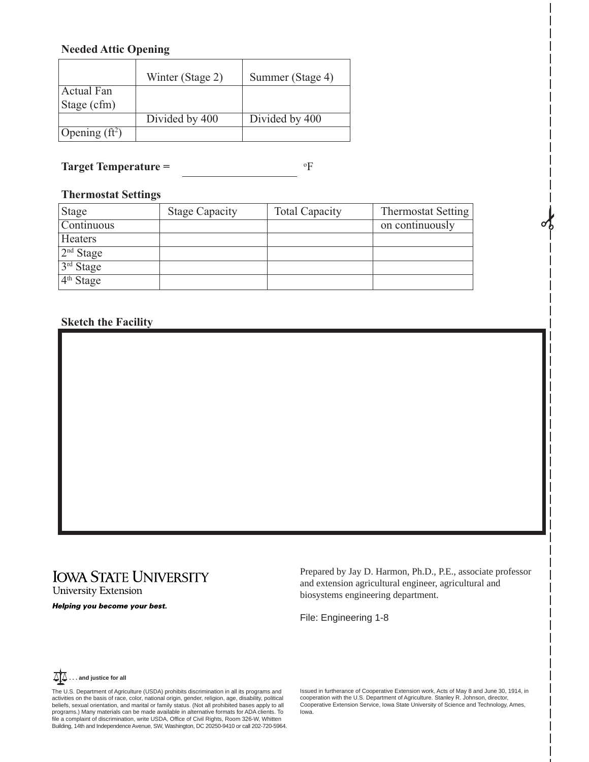**Needed Attic Opening**

| | Winter (Stage 2) | Summer (Stage 4) |
|---|---|---|
| Actual Fan Stage (cfm) | | |
| | Divided by 400 | Divided by 400 |
| Opening ($ft^2$) | | |

**Target Temperature =** ____________________ °F

**Thermostat Settings**

| Stage | Stage Capacity | Total Capacity | Thermostat Setting |
|---|---|---|---|
| Continuous | | | on continuously |
| Heaters | | | |
| 2nd Stage | | | |
| 3rd Stage | | | |
| 4th Stage | | | |

**Sketch the Facility**

IOWA STATE UNIVERSITY
University Extension

***Helping you become your best.***

Prepared by Jay D. Harmon, Ph.D., P.E., associate professor and extension agricultural engineer, agricultural and biosystems engineering department.

File: Engineering 1-8

**. . . and justice for all**

The U.S. Department of Agriculture (USDA) prohibits discrimination in all its programs and activities on the basis of race, color, national origin, gender, religion, age, disability, political beliefs, sexual orientation, and marital or family status. (Not all prohibited bases apply to all programs.) Many materials can be made available in alternative formats for ADA clients. To file a complaint of discrimination, write USDA, Office of Civil Rights, Room 326-W, Whitten Building, 14th and Independence Avenue, SW, Washington, DC 20250-9410 or call 202-720-5964.

Issued in furtherance of Cooperative Extension work, Acts of May 8 and June 30, 1914, in cooperation with the U.S. Department of Agriculture. Stanley R. Johnson, director, Cooperative Extension Service, Iowa State University of Science and Technology, Ames, Iowa.